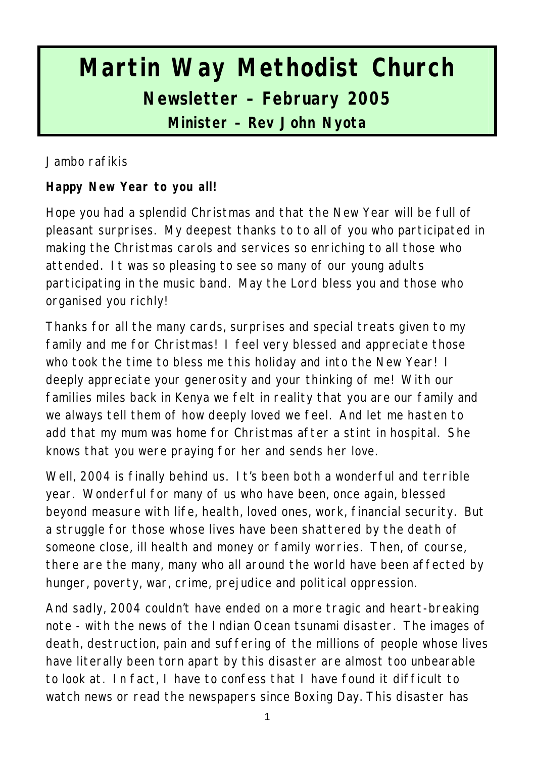# Martin Way Methodist Church

## Newsletter – February 2005

### Minister – Rev John Nyota

Jambo rafikis

**Happy New Year to you all!**

Hope you had a splendid Christmas and that the New Year will be full of pleasant surprises. My deepest thanks to to all of you who participated in making the Christmas carols and services so enriching to all those who attended. It was so pleasing to see so many of our young adults participating in the music band. May the Lord bless you and those who organised you richly!

Thanks for all the many cards, surprises and special treats given to my family and me for Christmas! I feel very blessed and appreciate those who took the time to bless me this holiday and into the New Year! I deeply appreciate your generosity and your thinking of me! With our families miles back in Kenya we felt in reality that you are our family and we always tell them of how deeply loved we feel. And let me hasten to add that my mum was home for Christmas after a stint in hospital. She knows that you were praying for her and sends her love.

Well, 2004 is finally behind us. It's been both a wonderful and terrible year. Wonderful for many of us who have been, once again, blessed beyond measure with life, health, loved ones, work, financial security. But a struggle for those whose lives have been shattered by the death of someone close, ill health and money or family worries. Then, of course, there are the many, many who all around the world have been affected by hunger, poverty, war, crime, prejudice and political oppression.

And sadly, 2004 couldn't have ended on a more tragic and heart-breaking note - with the news of the Indian Ocean tsunami disaster. The images of death, destruction, pain and suffering of the millions of people whose lives have literally been torn apart by this disaster are almost too unbearable to look at. In fact, I have to confess that I have found it difficult to watch news or read the newspapers since Boxing Day. This disaster has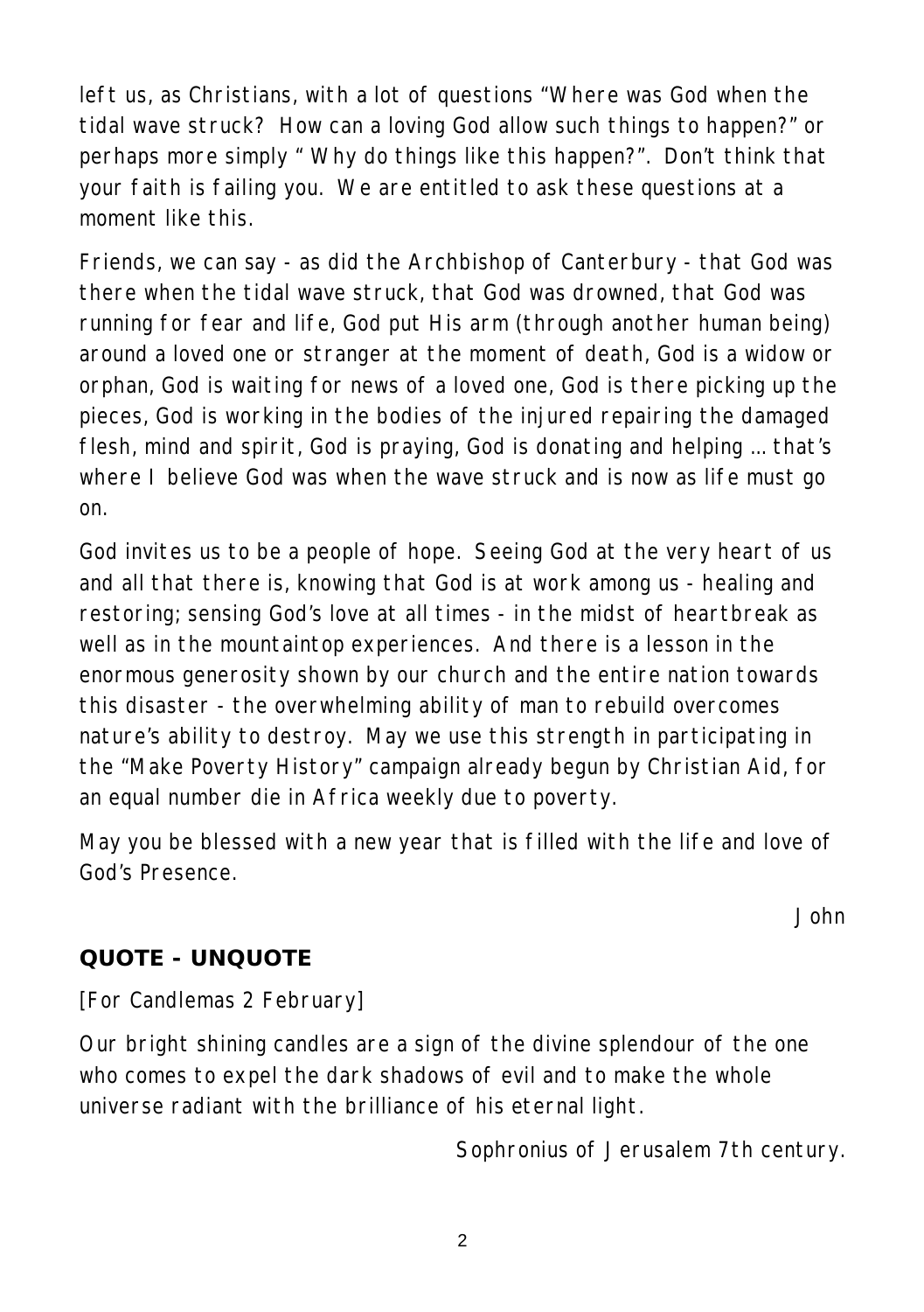left us, as Christians, with a lot of questions "Where was God when the tidal wave struck? How can a loving God allow such things to happen?" or perhaps more simply " Why do things like this happen?". Don't think that your faith is failing you. We are entitled to ask these questions at a moment like this.

Friends, we can say - as did the Archbishop of Canterbury - that God was there when the tidal wave struck, that God was drowned, that God was running for fear and life, God put His arm (through another human being) around a loved one or stranger at the moment of death, God is a widow or orphan, God is waiting for news of a loved one, God is there picking up the pieces, God is working in the bodies of the injured repairing the damaged flesh, mind and spirit, God is praying, God is donating and helping … that's where I believe God was when the wave struck and is now as life must go on.

God invites us to be a people of hope. Seeing God at the very heart of us and all that there is, knowing that God is at work among us - healing and restoring; sensing God's love at all times - in the midst of heartbreak as well as in the mountaintop experiences. And there is a lesson in the enormous generosity shown by our church and the entire nation towards this disaster - the overwhelming ability of man to rebuild overcomes nature's ability to destroy. May we use this strength in participating in the "Make Poverty History" campaign already begun by Christian Aid, for an equal number die in Africa weekly due to poverty.

May you be blessed with a new year that is filled with the life and love of God's Presence.

John

## QUOTE - UNQUOTE

[For Candlemas 2 February]

Our bright shining candles are a sign of the divine splendour of the one who comes to expel the dark shadows of evil and to make the whole universe radiant with the brilliance of his eternal light.

Sophronius of Jerusalem 7th century.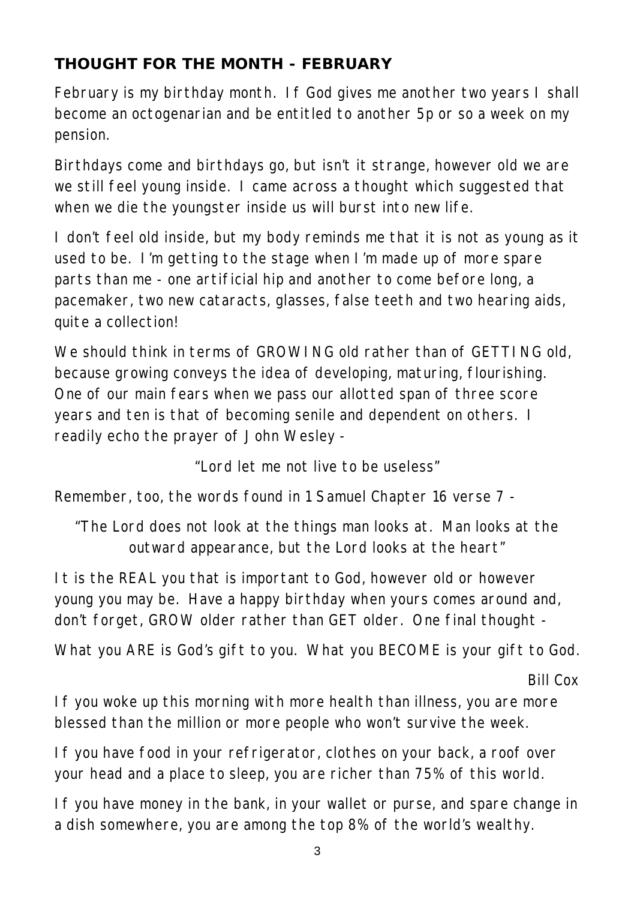## THOUGHT FOR THE MONTH - FEBRUARY

February is my birthday month. If God gives me another two years I shall become an octogenarian and be entitled to another 5p or so a week on my pension.

Birthdays come and birthdays go, but isn't it strange, however old we are we still feel young inside. I came across a thought which suggested that when we die the youngster inside us will burst into new life.

I don't feel old inside, but my body reminds me that it is not as young as it used to be. I'm getting to the stage when I'm made up of more spare parts than me - one artificial hip and another to come before long, a pacemaker, two new cataracts, glasses, false teeth and two hearing aids, quite a collection!

We should think in terms of GROWING old rather than of GETTING old, because growing conveys the idea of developing, maturing, flourishing. One of our main fears when we pass our allotted span of three score years and ten is that of becoming senile and dependent on others. I readily echo the prayer of John Wesley -

"Lord let me not live to be useless"

Remember, too, the words found in 1 Samuel Chapter 16 verse 7 -

"The Lord does not look at the things man looks at. Man looks at the outward appearance, but the Lord looks at the heart"

It is the REAL you that is important to God, however old or however young you may be. Have a happy birthday when yours comes around and, don't forget, GROW older rather than GET older. One final thought -

What you ARE is God's gift to you. What you BECOME is your gift to God.

Bill Cox

If you woke up this morning with more health than illness, you are more blessed than the million or more people who won't survive the week.

If you have food in your refrigerator, clothes on your back, a roof over your head and a place to sleep, you are richer than 75% of this world.

If you have money in the bank, in your wallet or purse, and spare change in a dish somewhere, you are among the top 8% of the world's wealthy.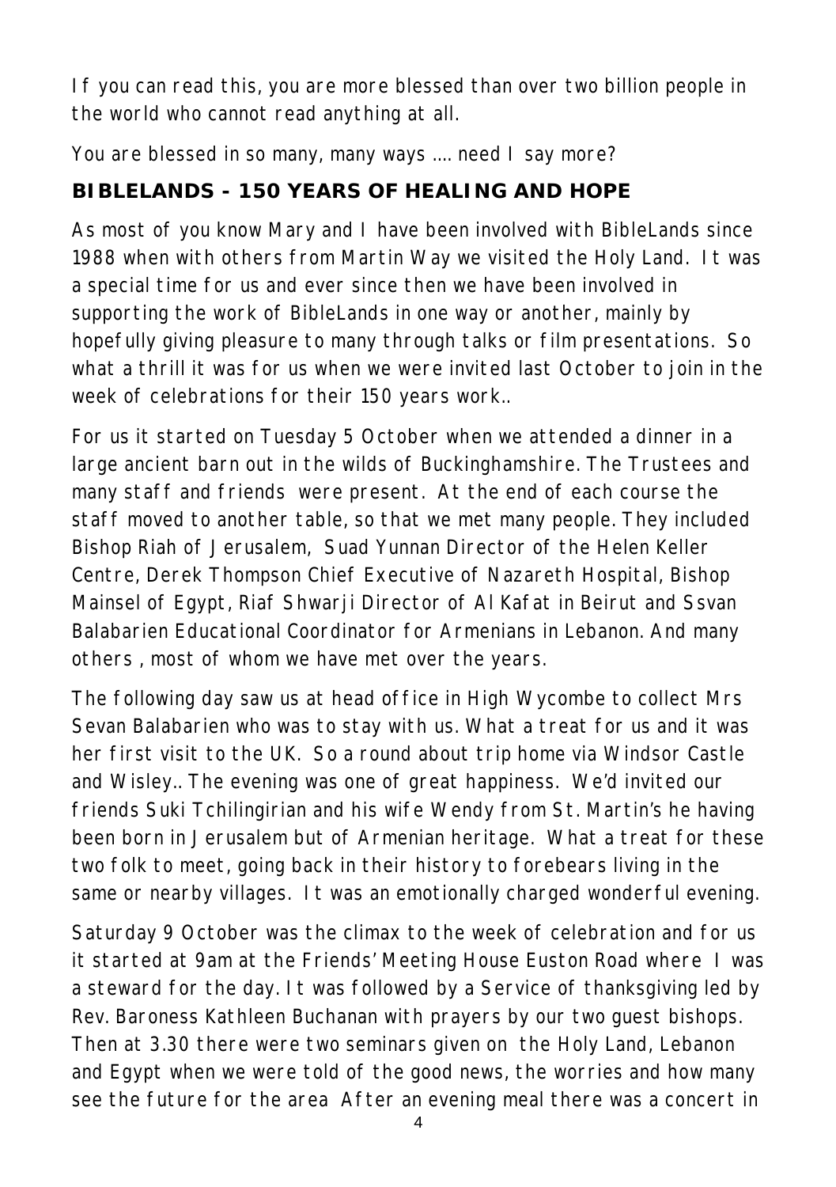If you can read this, you are more blessed than over two billion people in the world who cannot read anything at all.

You are blessed in so many, many ways …. need I say more?

## BIBLELANDS - 150 YEARS OF HEALING AND HOPE

As most of you know Mary and I have been involved with BibleLands since 1988 when with others from Martin Way we visited the Holy Land. It was a special time for us and ever since then we have been involved in supporting the work of BibleLands in one way or another, mainly by hopefully giving pleasure to many through talks or film presentations. So what a thrill it was for us when we were invited last October to join in the week of celebrations for their 150 years work..

For us it started on Tuesday 5 October when we attended a dinner in a large ancient barn out in the wilds of Buckinghamshire. The Trustees and many staff and friends were present. At the end of each course the staff moved to another table, so that we met many people. They included Bishop Riah of Jerusalem, Suad Yunnan Director of the Helen Keller Centre, Derek Thompson Chief Executive of Nazareth Hospital, Bishop Mainsel of Egypt, Riaf Shwarji Director of Al Kafat in Beirut and Ssvan Balabarien Educational Coordinator for Armenians in Lebanon. And many others , most of whom we have met over the years.

The following day saw us at head office in High Wycombe to collect Mrs Sevan Balabarien who was to stay with us. What a treat for us and it was her first visit to the UK. So a round about trip home via Windsor Castle and Wisley.. The evening was one of great happiness. We'd invited our friends Suki Tchilingirian and his wife Wendy from St. Martin's he having been born in Jerusalem but of Armenian heritage. What a treat for these two folk to meet, going back in their history to forebears living in the same or nearby villages. It was an emotionally charged wonderful evening.

Saturday 9 October was the climax to the week of celebration and for us it started at 9am at the Friends' Meeting House Euston Road where I was a steward for the day. It was followed by a Service of thanksgiving led by Rev. Baroness Kathleen Buchanan with prayers by our two guest bishops. Then at 3.30 there were two seminars given on the Holy Land, Lebanon and Egypt when we were told of the good news, the worries and how many see the future for the area After an evening meal there was a concert in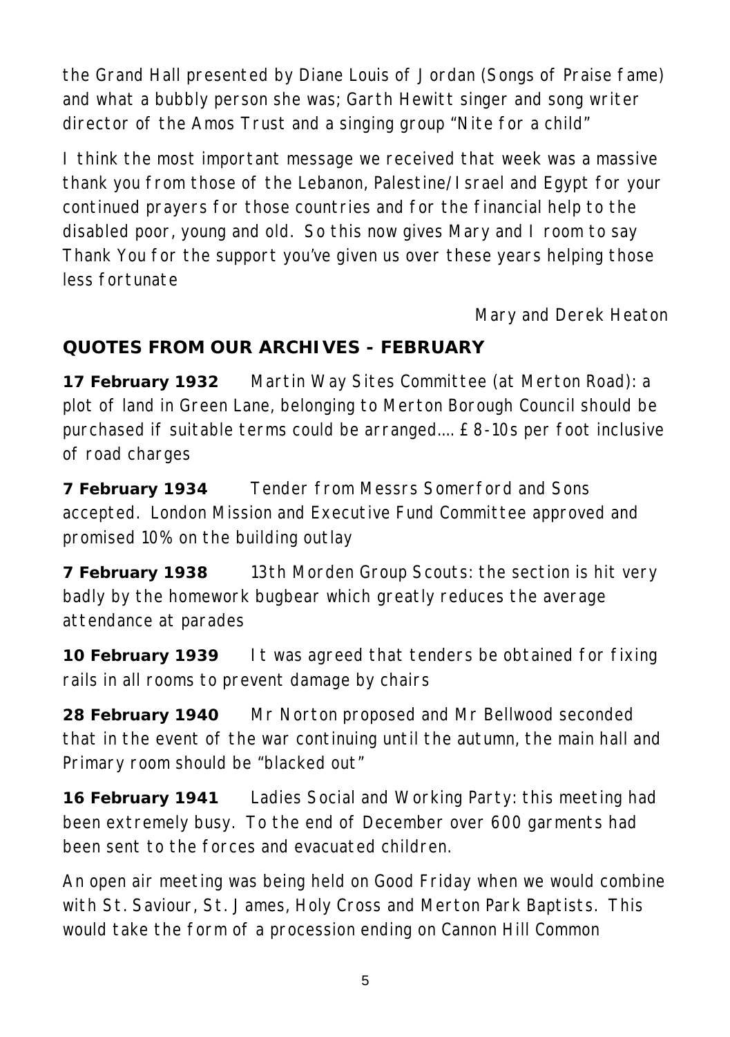the Grand Hall presented by Diane Louis of Jordan (Songs of Praise fame) and what a bubbly person she was; Garth Hewitt singer and song writer director of the Amos Trust and a singing group "Nite for a child"

I think the most important message we received that week was a massive thank you from those of the Lebanon, Palestine/Israel and Egypt for your continued prayers for those countries and for the financial help to the disabled poor, young and old. So this now gives Mary and I room to say Thank You for the support you've given us over these years helping those less fortunate

Mary and Derek Heaton

## QUOTES FROM OUR ARCHIVES - FEBRUARY

**17 February 1932** Martin Way Sites Committee (at Merton Road): a plot of land in Green Lane, belonging to Merton Borough Council should be purchased if suitable terms could be arranged…. £8-10s per foot inclusive of road charges

**7 February 1934** Tender from Messrs Somerford and Sons accepted. London Mission and Executive Fund Committee approved and promised 10% on the building outlay

**7 February 1938** 13th Morden Group Scouts: the section is hit very badly by the homework bugbear which greatly reduces the average attendance at parades

**10 February 1939** It was agreed that tenders be obtained for fixing rails in all rooms to prevent damage by chairs

**28 February 1940** Mr Norton proposed and Mr Bellwood seconded that in the event of the war continuing until the autumn, the main hall and Primary room should be "blacked out"

**16 February 1941** Ladies Social and Working Party: this meeting had been extremely busy. To the end of December over 600 garments had been sent to the forces and evacuated children.

An open air meeting was being held on Good Friday when we would combine with St. Saviour, St. James, Holy Cross and Merton Park Baptists. This would take the form of a procession ending on Cannon Hill Common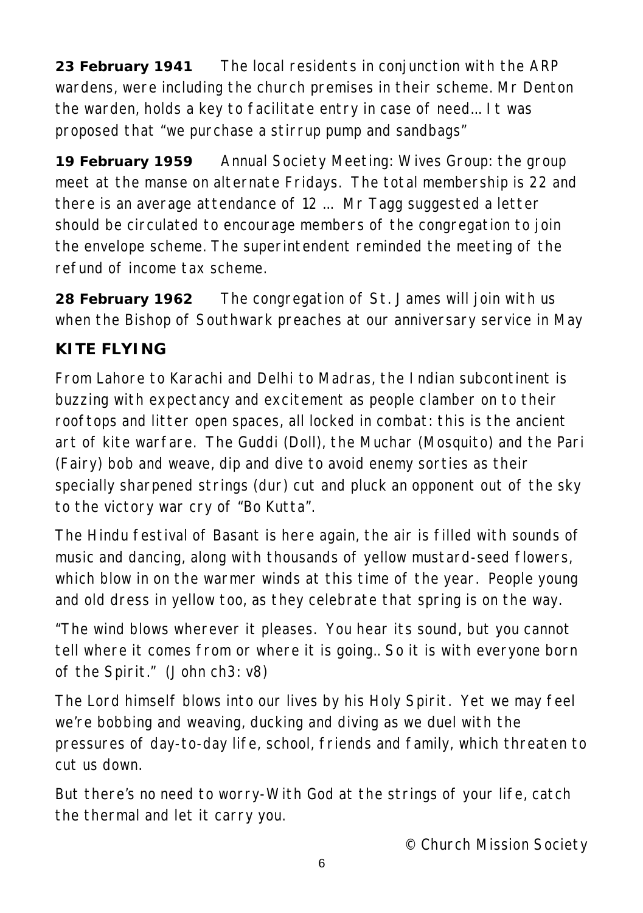**23 February 1941** The local residents in conjunction with the ARP wardens, were including the church premises in their scheme. Mr Denton the warden, holds a key to facilitate entry in case of need… It was proposed that "we purchase a stirrup pump and sandbags"

**19 February 1959** Annual Society Meeting: Wives Group: the group meet at the manse on alternate Fridays. The total membership is 22 and there is an average attendance of 12 … Mr Tagg suggested a letter should be circulated to encourage members of the congregation to join the envelope scheme. The superintendent reminded the meeting of the refund of income tax scheme.

**28 February 1962** The congregation of St. James will join with us when the Bishop of Southwark preaches at our anniversary service in May

## KITE FLYING

From Lahore to Karachi and Delhi to Madras, the Indian subcontinent is buzzing with expectancy and excitement as people clamber on to their rooftops and litter open spaces, all locked in combat: this is the ancient art of kite warfare. The Guddi (Doll), the Muchar (Mosquito) and the Pari (Fairy) bob and weave, dip and dive to avoid enemy sorties as their specially sharpened strings (dur) cut and pluck an opponent out of the sky to the victory war cry of "Bo Kutta".

The Hindu festival of Basant is here again, the air is filled with sounds of music and dancing, along with thousands of yellow mustard-seed flowers, which blow in on the warmer winds at this time of the year. People young and old dress in yellow too, as they celebrate that spring is on the way.

"The wind blows wherever it pleases. You hear its sound, but you cannot tell where it comes from or where it is going.. So it is with everyone born of the Spirit." (John ch3: v8)

The Lord himself blows into our lives by his Holy Spirit. Yet we may feel we're bobbing and weaving, ducking and diving as we duel with the pressures of day-to-day life, school, friends and family, which threaten to cut us down.

But there's no need to worry-With God at the strings of your life, catch the thermal and let it carry you.

© Church Mission Society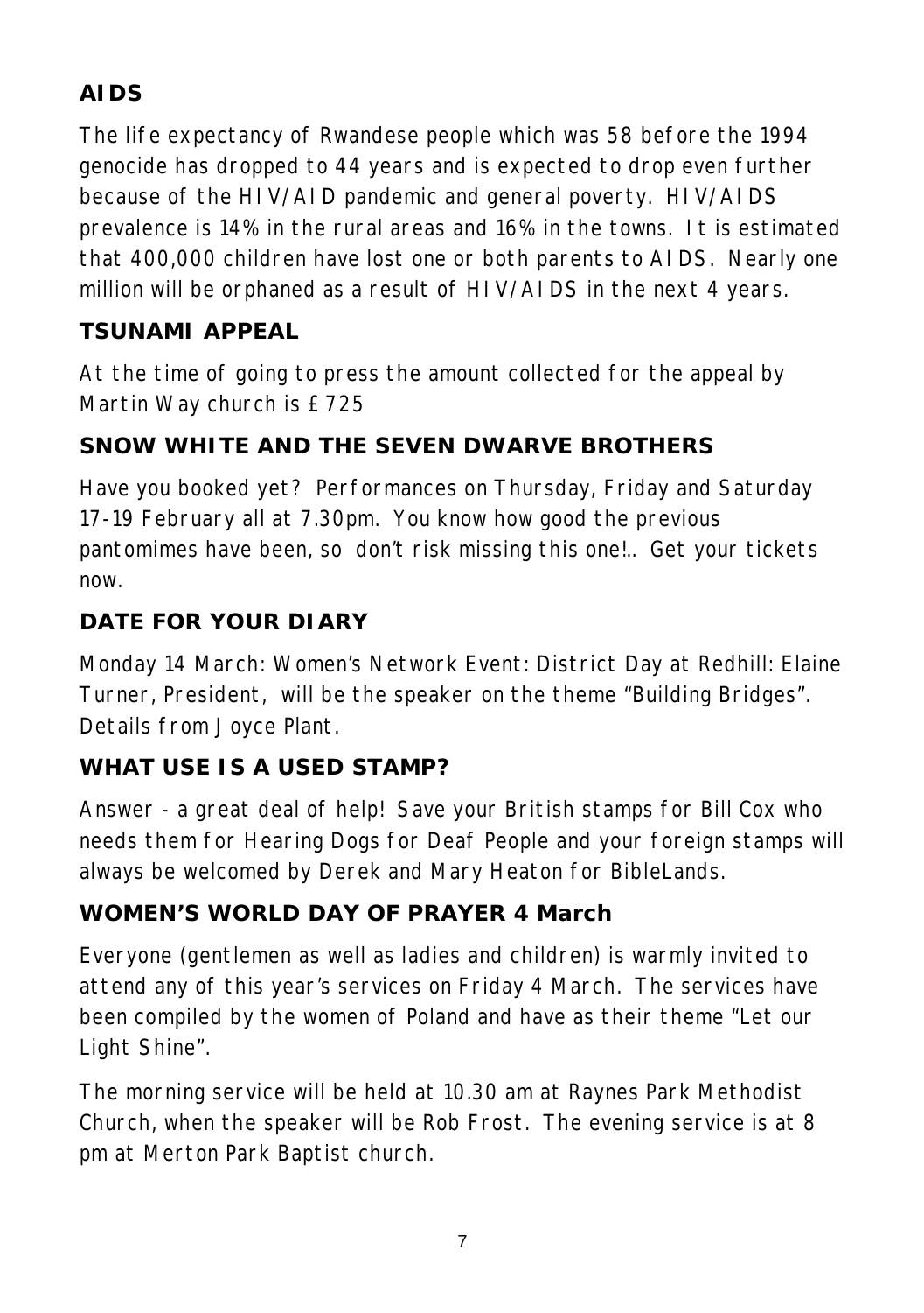## AIDS

The life expectancy of Rwandese people which was 58 before the 1994 genocide has dropped to 44 years and is expected to drop even further because of the HIV/AID pandemic and general poverty. HIV/AIDS prevalence is 14% in the rural areas and 16% in the towns. It is estimated that 400,000 children have lost one or both parents to AIDS. Nearly one million will be orphaned as a result of HIV/AIDS in the next 4 years.

## TSUNAMI APPEAL

At the time of going to press the amount collected for the appeal by Martin Way church is £725

## SNOW WHITE AND THE SEVEN DWARVE BROTHERS

Have you booked yet? Performances on Thursday, Friday and Saturday 17-19 February all at 7.30pm. You know how good the previous pantomimes have been, so don't risk missing this one!.. Get your tickets now.

## DATE FOR YOUR DIARY

Monday 14 March: Women's Network Event: District Day at Redhill: Elaine Turner, President, will be the speaker on the theme "Building Bridges". Details from Joyce Plant.

## WHAT USE IS A USED STAMP?

Answer - a great deal of help! Save your British stamps for Bill Cox who needs them for Hearing Dogs for Deaf People and your foreign stamps will always be welcomed by Derek and Mary Heaton for BibleLands.

## WOMEN'S WORLD DAY OF PRAYER 4 March

Everyone (gentlemen as well as ladies and children) is warmly invited to attend any of this year's services on Friday 4 March. The services have been compiled by the women of Poland and have as their theme "Let our Light Shine".

The morning service will be held at 10.30 am at Raynes Park Methodist Church, when the speaker will be Rob Frost. The evening service is at 8 pm at Merton Park Baptist church.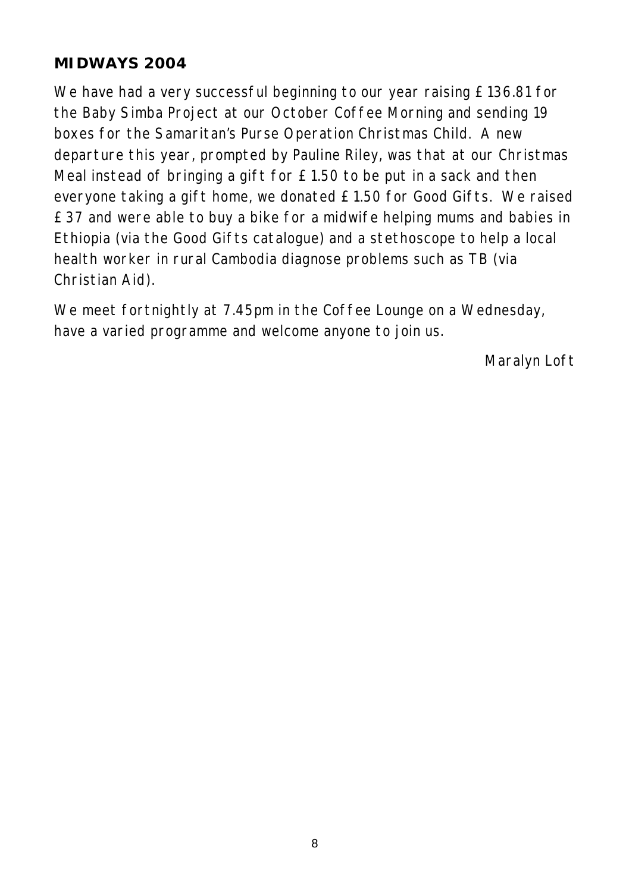### MIDWAYS 2004

We have had a very successful beginning to our year raising £136.81 for the Baby Simba Project at our October Coffee Morning and sending 19 boxes for the Samaritan's Purse Operation Christmas Child. A new departure this year, prompted by Pauline Riley, was that at our Christmas Meal instead of bringing a gift for £1.50 to be put in a sack and then everyone taking a gift home, we donated £1.50 for Good Gifts. We raised £37 and were able to buy a bike for a midwife helping mums and babies in Ethiopia (via the Good Gifts catalogue) and a stethoscope to help a local health worker in rural Cambodia diagnose problems such as TB (via Christian Aid).

We meet fortnightly at 7.45pm in the Coffee Lounge on a Wednesday, have a varied programme and welcome anyone to join us.

Maralyn Loft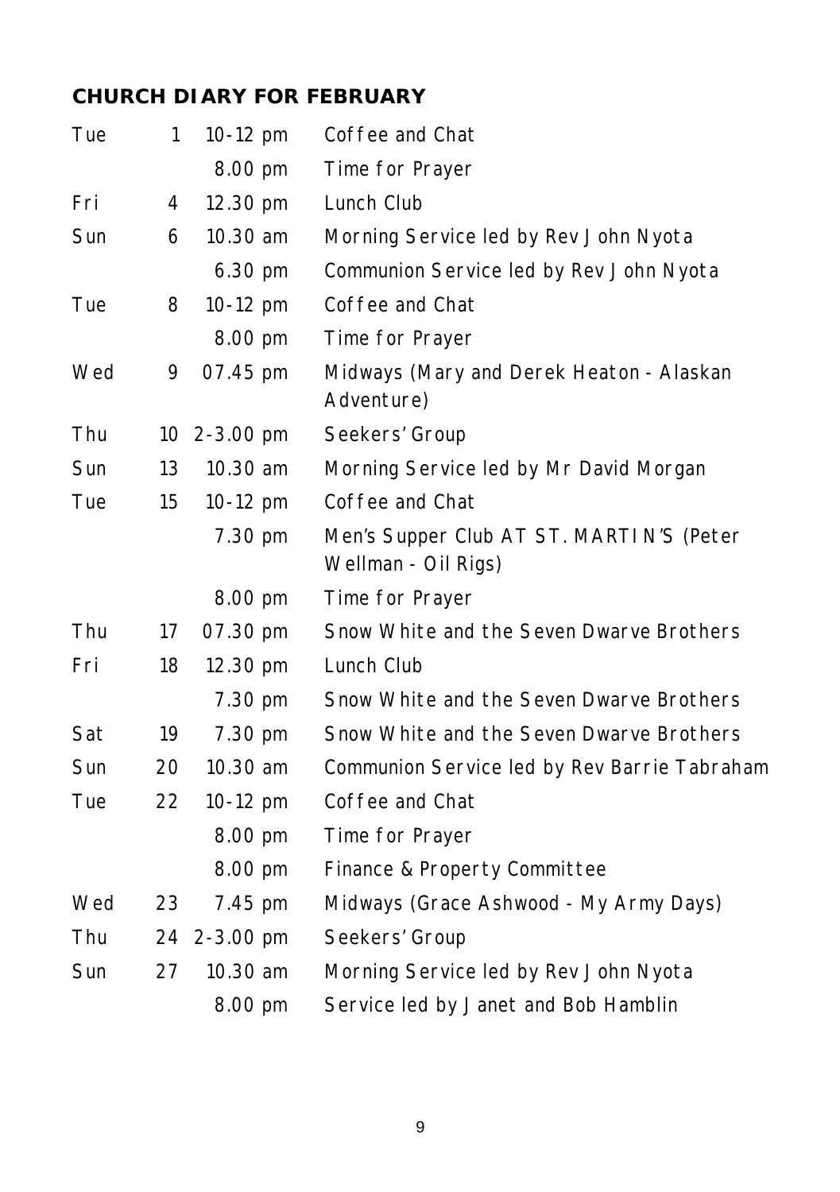**CHURCH DIARY FOR FEBRUARY**

| | | | |
|---|---|---|---|
| Tue | 1 | 10-12 pm | Coffee and Chat |
| | | 8.00 pm | Time for Prayer |
| Fri | 4 | 12.30 pm | Lunch Club |
| Sun | 6 | 10.30 am | Morning Service led by Rev John Nyota |
| | | 6.30 pm | Communion Service led by Rev John Nyota |
| Tue | 8 | 10-12 pm | Coffee and Chat |
| | | 8.00 pm | Time for Prayer |
| Wed | 9 | 07.45 pm | Midways (Mary and Derek Heaton - Alaskan Adventure) |
| Thu | 10 | 2-3.00 pm | Seekers' Group |
| Sun | 13 | 10.30 am | Morning Service led by Mr David Morgan |
| Tue | 15 | 10-12 pm | Coffee and Chat |
| | | 7.30 pm | Men's Supper Club AT ST. MARTIN'S (Peter Wellman - Oil Rigs) |
| | | 8.00 pm | Time for Prayer |
| Thu | 17 | 07.30 pm | Snow White and the Seven Dwarve Brothers |
| Fri | 18 | 12.30 pm | Lunch Club |
| | | 7.30 pm | Snow White and the Seven Dwarve Brothers |
| Sat | 19 | 7.30 pm | Snow White and the Seven Dwarve Brothers |
| Sun | 20 | 10.30 am | Communion Service led by Rev Barrie Tabraham |
| Tue | 22 | 10-12 pm | Coffee and Chat |
| | | 8.00 pm | Time for Prayer |
| | | 8.00 pm | Finance & Property Committee |
| Wed | 23 | 7.45 pm | Midways (Grace Ashwood - My Army Days) |
| Thu | 24 | 2-3.00 pm | Seekers' Group |
| Sun | 27 | 10.30 am | Morning Service led by Rev John Nyota |
| | | 8.00 pm | Service led by Janet and Bob Hamblin |